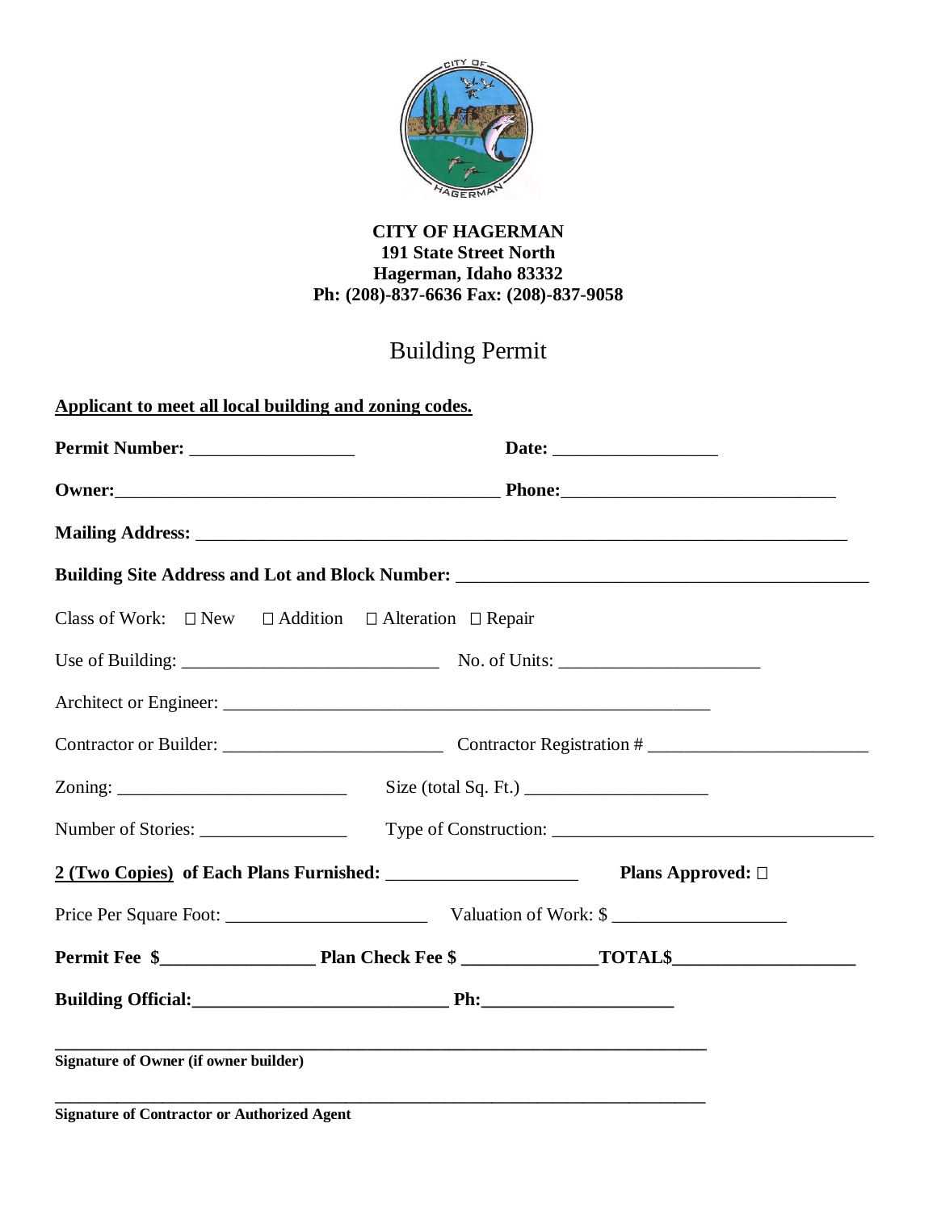**CITY OF HAGERMAN**
**191 State Street North**
**Hagerman, Idaho 83332**
**Ph: (208)-837-6636 Fax: (208)-837-9058**

# Building Permit

**Applicant to meet all local building and zoning codes.**

**Permit Number:** __________________ **Date:** __________________

**Owner:**__________________________________________ **Phone:**______________________________

**Mailing Address:** ______________________________________________________________________

**Building Site Address and Lot and Block Number:** _____________________________________________

Class of Work: ☐ New ☐ Addition ☐ Alteration ☐ Repair

Use of Building: ____________________________ No. of Units: ______________________

Architect or Engineer: _____________________________________________________

Contractor or Builder: ________________________ Contractor Registration # ________________________

Zoning: _________________________ Size (total Sq. Ft.) ____________________

Number of Stories: ________________ Type of Construction: ___________________________________

**2 (Two Copies) of Each Plans Furnished:** ____________________ **Plans Approved:** ☐

Price Per Square Foot: ______________________ Valuation of Work: $ ___________________

**Permit Fee $_________________ Plan Check Fee $ ______________TOTAL$____________________**

**Building Official:____________________________ Ph:_____________________**

______________________________________________________________________
**Signature of Owner (if owner builder)**

______________________________________________________________________
**Signature of Contractor or Authorized Agent**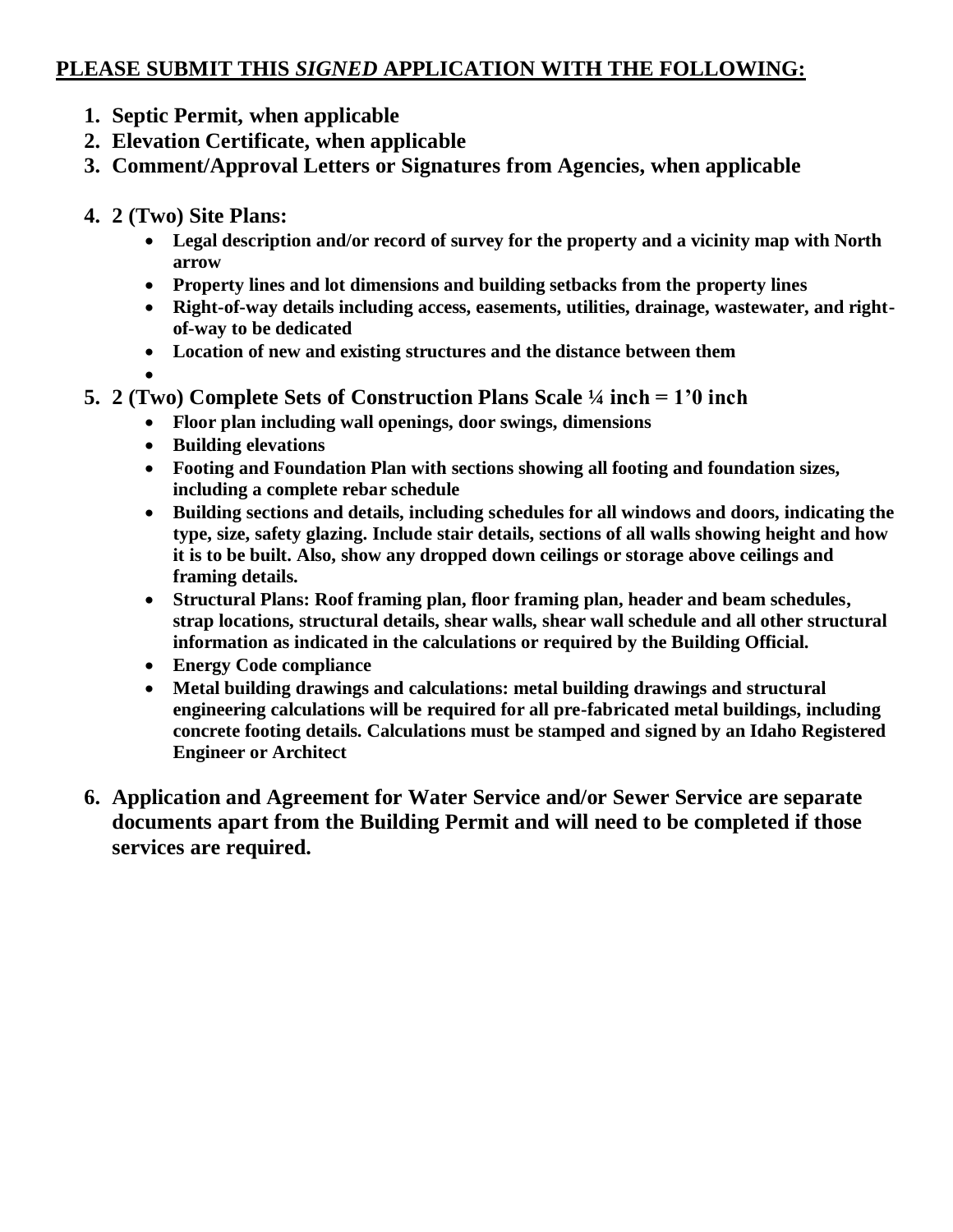**<u>PLEASE SUBMIT THIS *SIGNED* APPLICATION WITH THE FOLLOWING:</u>**

1. **Septic Permit, when applicable**
2. **Elevation Certificate, when applicable**
3. **Comment/Approval Letters or Signatures from Agencies, when applicable**
4. **2 (Two) Site Plans:**
    - **Legal description and/or record of survey for the property and a vicinity map with North arrow**
    - **Property lines and lot dimensions and building setbacks from the property lines**
    - **Right-of-way details including access, easements, utilities, drainage, wastewater, and right-of-way to be dedicated**
    - **Location of new and existing structures and the distance between them**
    -
5. **2 (Two) Complete Sets of Construction Plans Scale ¼ inch = 1'0 inch**
    - **Floor plan including wall openings, door swings, dimensions**
    - **Building elevations**
    - **Footing and Foundation Plan with sections showing all footing and foundation sizes, including a complete rebar schedule**
    - **Building sections and details, including schedules for all windows and doors, indicating the type, size, safety glazing. Include stair details, sections of all walls showing height and how it is to be built. Also, show any dropped down ceilings or storage above ceilings and framing details.**
    - **Structural Plans: Roof framing plan, floor framing plan, header and beam schedules, strap locations, structural details, shear walls, shear wall schedule and all other structural information as indicated in the calculations or required by the Building Official.**
    - **Energy Code compliance**
    - **Metal building drawings and calculations: metal building drawings and structural engineering calculations will be required for all pre-fabricated metal buildings, including concrete footing details. Calculations must be stamped and signed by an Idaho Registered Engineer or Architect**
6. **Application and Agreement for Water Service and/or Sewer Service are separate documents apart from the Building Permit and will need to be completed if those services are required.**